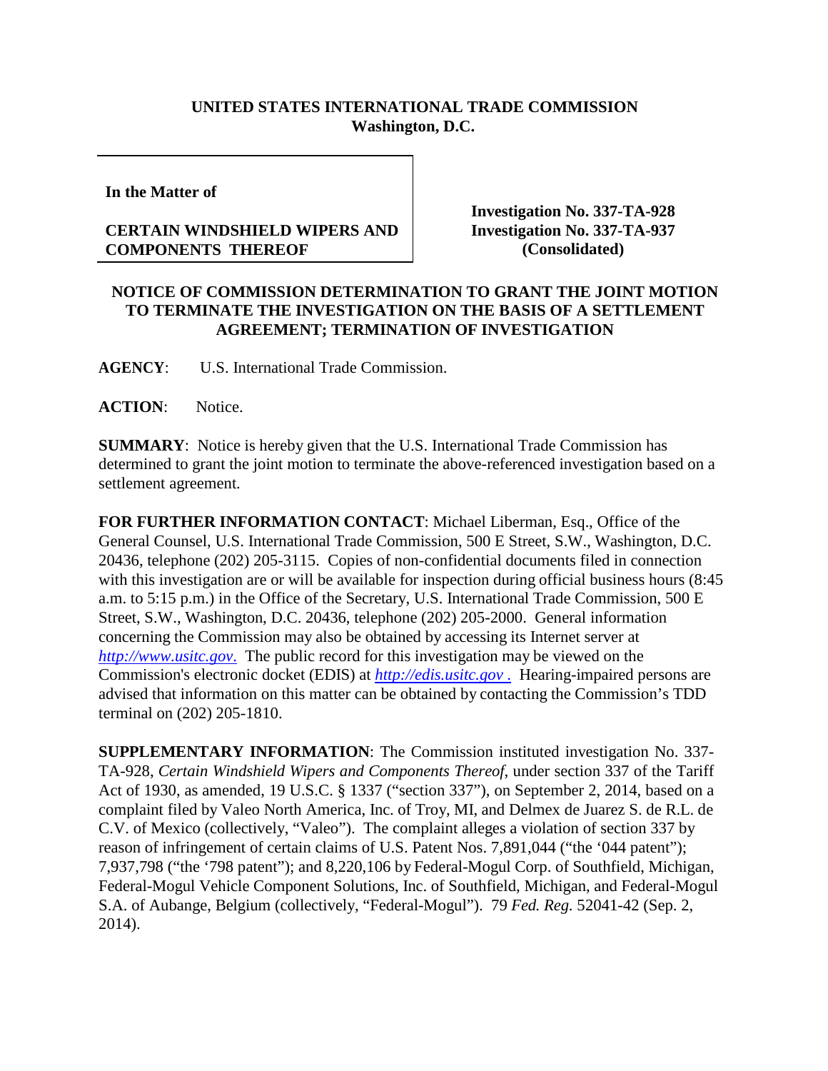**UNITED STATES INTERNATIONAL TRADE COMMISSION**
**Washington, D.C.**

| In the Matter of<br><br>**CERTAIN WINDSHIELD WIPERS AND COMPONENTS THEREOF** | **Investigation No. 337-TA-928**<br>**Investigation No. 337-TA-937**<br>**(Consolidated)** |
|---|---|

**NOTICE OF COMMISSION DETERMINATION TO GRANT THE JOINT MOTION TO TERMINATE THE INVESTIGATION ON THE BASIS OF A SETTLEMENT AGREEMENT; TERMINATION OF INVESTIGATION**

**AGENCY**: U.S. International Trade Commission.

**ACTION**: Notice.

**SUMMARY**: Notice is hereby given that the U.S. International Trade Commission has determined to grant the joint motion to terminate the above-referenced investigation based on a settlement agreement.

**FOR FURTHER INFORMATION CONTACT**: Michael Liberman, Esq., Office of the General Counsel, U.S. International Trade Commission, 500 E Street, S.W., Washington, D.C. 20436, telephone (202) 205-3115. Copies of non-confidential documents filed in connection with this investigation are or will be available for inspection during official business hours (8:45 a.m. to 5:15 p.m.) in the Office of the Secretary, U.S. International Trade Commission, 500 E Street, S.W., Washington, D.C. 20436, telephone (202) 205-2000. General information concerning the Commission may also be obtained by accessing its Internet server at *http://www.usitc.gov*. The public record for this investigation may be viewed on the Commission's electronic docket (EDIS) at *http://edis.usitc.gov* . Hearing-impaired persons are advised that information on this matter can be obtained by contacting the Commission's TDD terminal on (202) 205-1810.

**SUPPLEMENTARY INFORMATION**: The Commission instituted investigation No. 337-TA-928, *Certain Windshield Wipers and Components Thereof*, under section 337 of the Tariff Act of 1930, as amended, 19 U.S.C. § 1337 ("section 337"), on September 2, 2014, based on a complaint filed by Valeo North America, Inc. of Troy, MI, and Delmex de Juarez S. de R.L. de C.V. of Mexico (collectively, "Valeo"). The complaint alleges a violation of section 337 by reason of infringement of certain claims of U.S. Patent Nos. 7,891,044 ("the '044 patent"); 7,937,798 ("the '798 patent"); and 8,220,106 by Federal-Mogul Corp. of Southfield, Michigan, Federal-Mogul Vehicle Component Solutions, Inc. of Southfield, Michigan, and Federal-Mogul S.A. of Aubange, Belgium (collectively, "Federal-Mogul"). 79 *Fed. Reg.* 52041-42 (Sep. 2, 2014).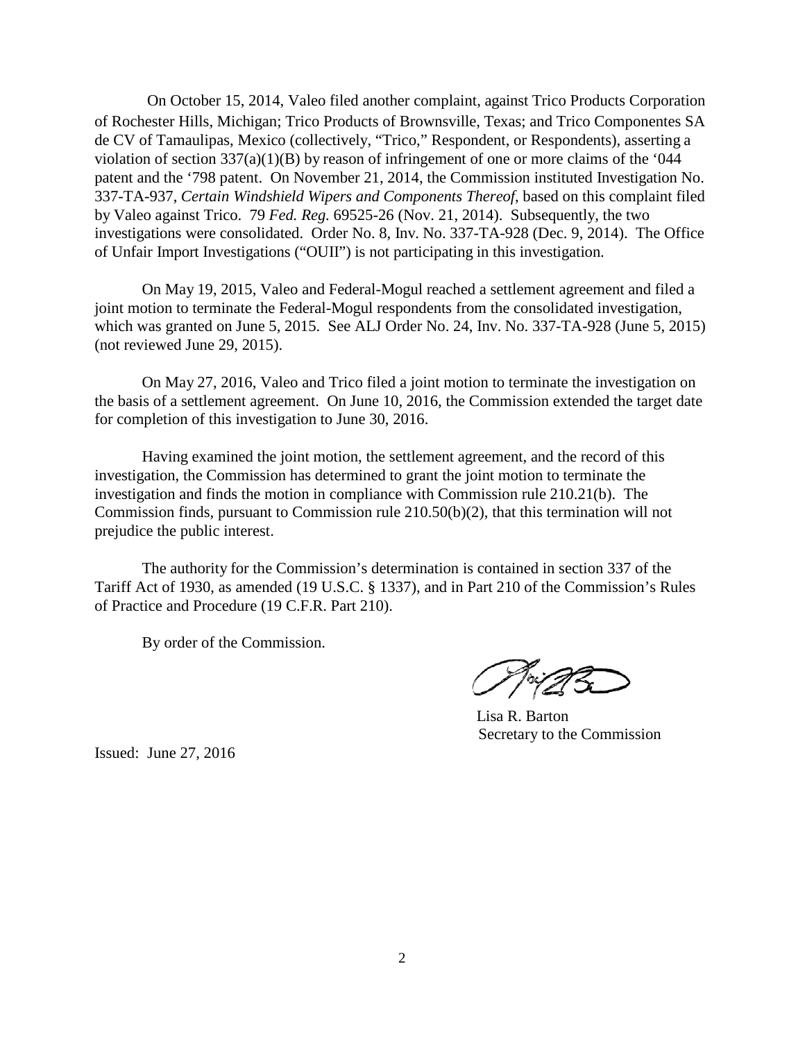On October 15, 2014, Valeo filed another complaint, against Trico Products Corporation of Rochester Hills, Michigan; Trico Products of Brownsville, Texas; and Trico Componentes SA de CV of Tamaulipas, Mexico (collectively, "Trico," Respondent, or Respondents), asserting a violation of section 337(a)(1)(B) by reason of infringement of one or more claims of the '044 patent and the '798 patent. On November 21, 2014, the Commission instituted Investigation No. 337-TA-937, *Certain Windshield Wipers and Components Thereof*, based on this complaint filed by Valeo against Trico. 79 *Fed. Reg.* 69525-26 (Nov. 21, 2014). Subsequently, the two investigations were consolidated. Order No. 8, Inv. No. 337-TA-928 (Dec. 9, 2014). The Office of Unfair Import Investigations ("OUII") is not participating in this investigation.

On May 19, 2015, Valeo and Federal-Mogul reached a settlement agreement and filed a joint motion to terminate the Federal-Mogul respondents from the consolidated investigation, which was granted on June 5, 2015. See ALJ Order No. 24, Inv. No. 337-TA-928 (June 5, 2015) (not reviewed June 29, 2015).

On May 27, 2016, Valeo and Trico filed a joint motion to terminate the investigation on the basis of a settlement agreement. On June 10, 2016, the Commission extended the target date for completion of this investigation to June 30, 2016.

Having examined the joint motion, the settlement agreement, and the record of this investigation, the Commission has determined to grant the joint motion to terminate the investigation and finds the motion in compliance with Commission rule 210.21(b). The Commission finds, pursuant to Commission rule 210.50(b)(2), that this termination will not prejudice the public interest.

The authority for the Commission's determination is contained in section 337 of the Tariff Act of 1930, as amended (19 U.S.C. § 1337), and in Part 210 of the Commission's Rules of Practice and Procedure (19 C.F.R. Part 210).

By order of the Commission.

Lisa R. Barton
Secretary to the Commission

Issued: June 27, 2016